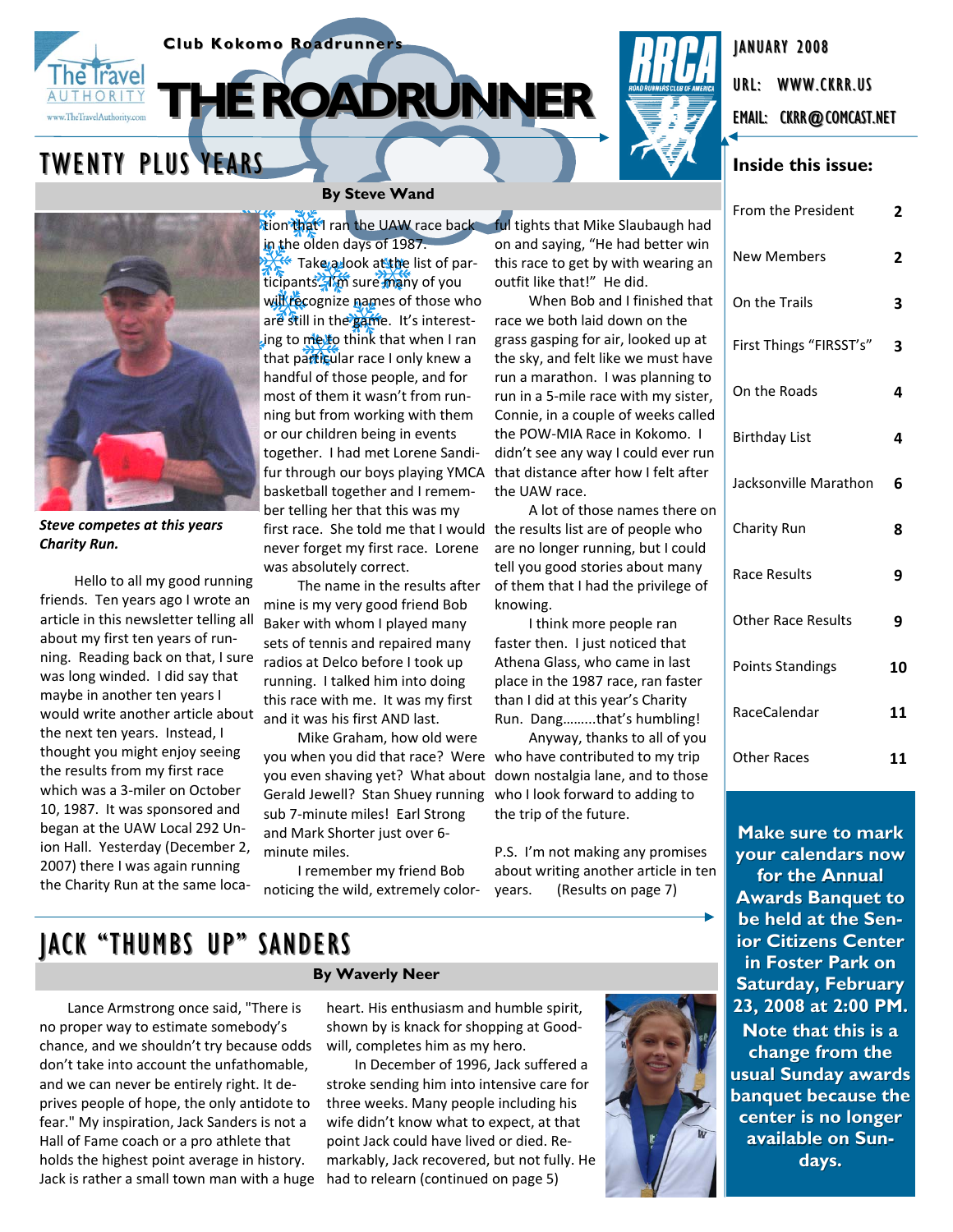Club Kokomo Roadrunners

# THE ROADRUNNER

JANUARY 2008

URL: WWW.CKRR.US

EMAIL: CKRR@COMCAST.NET

## TWENTY PLUS YEARS

**By Steve Wand**

*Steve competes at this years Charity Run.*

Hello to all my good running friends. Ten years ago I wrote an article in this newsletter telling all about my first ten years of running. Reading back on that, I sure was long winded. I did say that maybe in another ten years I would write another article about the next ten years. Instead, I thought you might enjoy seeing the results from my first race which was a 3-miler on October 10, 1987. It was sponsored and began at the UAW Local 292 Union Hall. Yesterday (December 2, 2007) there I was again running the Charity Run at the same location that I ran the UAW race back in the olden days of 1987.

Take a look at the list of participants. I'm sure many of you will recognize names of those who are still in the game. It's interesting to me to think that when I ran that particular race I only knew a handful of those people, and for most of them it wasn't from running but from working with them or our children being in events together. I had met Lorene Sandifur through our boys playing YMCA basketball together and I remember her telling her that this was my first race. She told me that I would never forget my first race. Lorene was absolutely correct.

The name in the results after mine is my very good friend Bob Baker with whom I played many sets of tennis and repaired many radios at Delco before I took up running. I talked him into doing this race with me. It was my first and it was his first AND last.

Mike Graham, how old were you when you did that race? Were you even shaving yet? What about Gerald Jewell? Stan Shuey running sub 7-minute miles! Earl Strong and Mark Shorter just over 6-minute miles.

I remember my friend Bob noticing the wild, extremely colorful tights that Mike Slaubaugh had on and saying, "He had better win this race to get by with wearing an outfit like that!" He did.

When Bob and I finished that race we both laid down on the grass gasping for air, looked up at the sky, and felt like we must have run a marathon. I was planning to run in a 5-mile race with my sister, Connie, in a couple of weeks called the POW-MIA Race in Kokomo. I didn't see any way I could ever run that distance after how I felt after the UAW race.

A lot of those names there on the results list are of people who are no longer running, but I could tell you good stories about many of them that I had the privilege of knowing.

I think more people ran faster then. I just noticed that Athena Glass, who came in last place in the 1987 race, ran faster than I did at this year's Charity Run. Dang………that's humbling!

Anyway, thanks to all of you who have contributed to my trip down nostalgia lane, and to those who I look forward to adding to the trip of the future.

P.S. I'm not making any promises about writing another article in ten years. (Results on page 7)

## JACK "THUMBS UP" SANDERS

**By Waverly Neer**

Lance Armstrong once said, "There is no proper way to estimate somebody's chance, and we shouldn't try because odds don't take into account the unfathomable, and we can never be entirely right. It deprives people of hope, the only antidote to fear." My inspiration, Jack Sanders is not a Hall of Fame coach or a pro athlete that holds the highest point average in history. Jack is rather a small town man with a huge heart. His enthusiasm and humble spirit, shown by is knack for shopping at Goodwill, completes him as my hero.

In December of 1996, Jack suffered a stroke sending him into intensive care for three weeks. Many people including his wife didn't know what to expect, at that point Jack could have lived or died. Remarkably, Jack recovered, but not fully. He had to relearn (continued on page 5)

**Inside this issue:**

| | |
|---|---|
| From the President | 2 |
| New Members | 2 |
| On the Trails | 3 |
| First Things "FIRSST's" | 3 |
| On the Roads | 4 |
| Birthday List | 4 |
| Jacksonville Marathon | 6 |
| Charity Run | 8 |
| Race Results | 9 |
| Other Race Results | 9 |
| Points Standings | 10 |
| RaceCalendar | 11 |
| Other Races | 11 |

**Make sure to mark your calendars now for the Annual Awards Banquet to be held at the Senior Citizens Center in Foster Park on Saturday, February 23, 2008 at 2:00 PM. Note that this is a change from the usual Sunday awards banquet because the center is no longer available on Sundays.**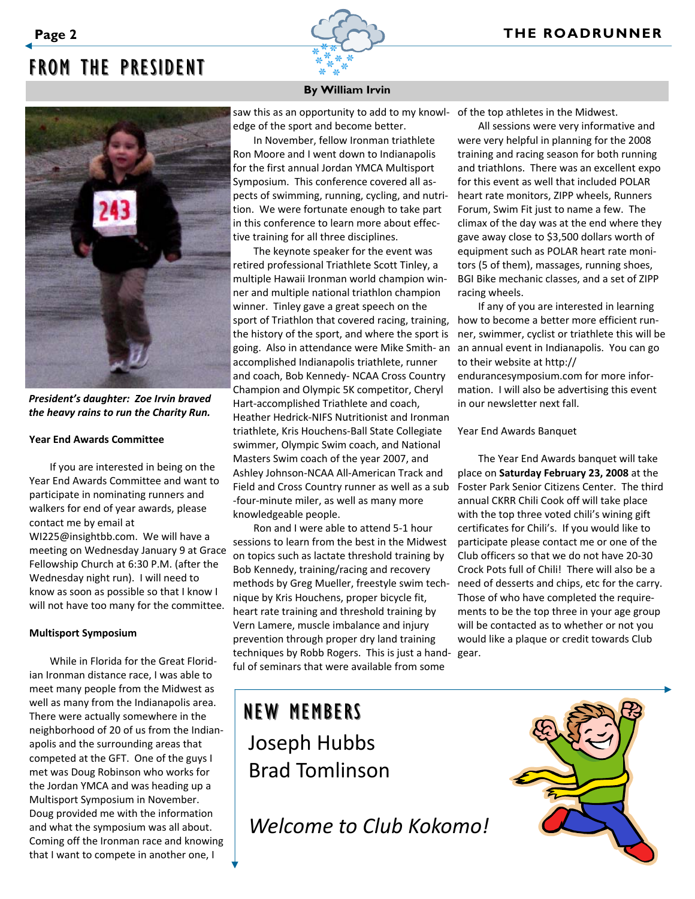# FROM THE PRESIDENT

**By William Irvin**

*President's daughter: Zoe Irvin braved the heavy rains to run the Charity Run.*

**Year End Awards Committee**

If you are interested in being on the Year End Awards Committee and want to participate in nominating runners and walkers for end of year awards, please contact me by email at WI225@insightbb.com. We will have a meeting on Wednesday January 9 at Grace Fellowship Church at 6:30 P.M. (after the Wednesday night run). I will need to know as soon as possible so that I know I will not have too many for the committee.

**Multisport Symposium**

While in Florida for the Great Floridian Ironman distance race, I was able to meet many people from the Midwest as well as many from the Indianapolis area. There were actually somewhere in the neighborhood of 20 of us from the Indianapolis and the surrounding areas that competed at the GFT. One of the guys I met was Doug Robinson who works for the Jordan YMCA and was heading up a Multisport Symposium in November. Doug provided me with the information and what the symposium was all about. Coming off the Ironman race and knowing that I want to compete in another one, I saw this as an opportunity to add to my knowledge of the sport and become better.

In November, fellow Ironman triathlete Ron Moore and I went down to Indianapolis for the first annual Jordan YMCA Multisport Symposium. This conference covered all aspects of swimming, running, cycling, and nutrition. We were fortunate enough to take part in this conference to learn more about effective training for all three disciplines.

The keynote speaker for the event was retired professional Triathlete Scott Tinley, a multiple Hawaii Ironman world champion winner and multiple national triathlon champion winner. Tinley gave a great speech on the sport of Triathlon that covered racing, training, the history of the sport, and where the sport is going. Also in attendance were Mike Smith- an accomplished Indianapolis triathlete, runner and coach, Bob Kennedy- NCAA Cross Country Champion and Olympic 5K competitor, Cheryl Hart-accomplished Triathlete and coach, Heather Hedrick-NIFS Nutritionist and Ironman triathlete, Kris Houchens-Ball State Collegiate swimmer, Olympic Swim coach, and National Masters Swim coach of the year 2007, and Ashley Johnson-NCAA All-American Track and Field and Cross Country runner as well as a sub -four-minute miler, as well as many more knowledgeable people.

Ron and I were able to attend 5-1 hour sessions to learn from the best in the Midwest on topics such as lactate threshold training by Bob Kennedy, training/racing and recovery methods by Greg Mueller, freestyle swim technique by Kris Houchens, proper bicycle fit, heart rate training and threshold training by Vern Lamere, muscle imbalance and injury prevention through proper dry land training techniques by Robb Rogers. This is just a handful of seminars that were available from some of the top athletes in the Midwest.

All sessions were very informative and were very helpful in planning for the 2008 training and racing season for both running and triathlons. There was an excellent expo for this event as well that included POLAR heart rate monitors, ZIPP wheels, Runners Forum, Swim Fit just to name a few. The climax of the day was at the end where they gave away close to $3,500 dollars worth of equipment such as POLAR heart rate monitors (5 of them), massages, running shoes, BGI Bike mechanic classes, and a set of ZIPP racing wheels.

If any of you are interested in learning how to become a better more efficient runner, swimmer, cyclist or triathlete this will be an annual event in Indianapolis. You can go to their website at http://endurancesymposium.com for more information. I will also be advertising this event in our newsletter next fall.

Year End Awards Banquet

The Year End Awards banquet will take place on **Saturday February 23, 2008** at the Foster Park Senior Citizens Center. The third annual CKRR Chili Cook off will take place with the top three voted chili's wining gift certificates for Chili's. If you would like to participate please contact me or one of the Club officers so that we do not have 20-30 Crock Pots full of Chili! There will also be a need of desserts and chips, etc for the carry. Those of who have completed the requirements to be the top three in your age group will be contacted as to whether or not you would like a plaque or credit towards Club gear.

# NEW MEMBERS

Joseph Hubbs
Brad Tomlinson

*Welcome to Club Kokomo!*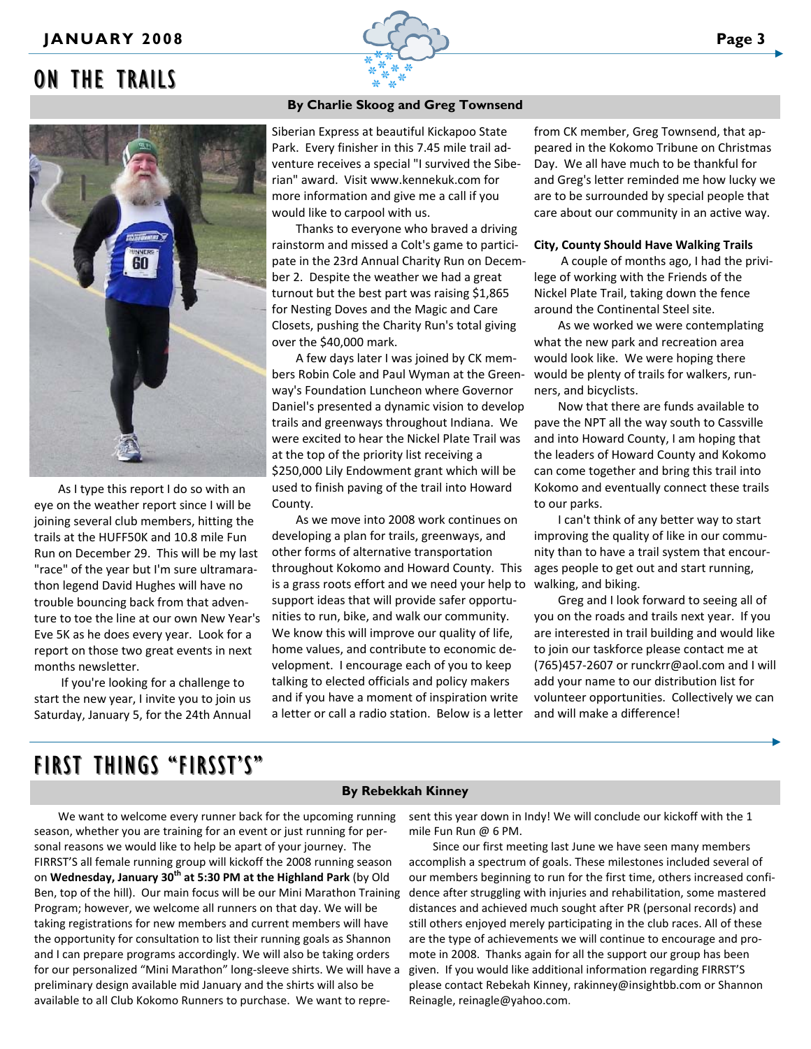## ON THE TRAILS

**By Charlie Skoog and Greg Townsend**

As I type this report I do so with an eye on the weather report since I will be joining several club members, hitting the trails at the HUFF50K and 10.8 mile Fun Run on December 29. This will be my last "race" of the year but I'm sure ultramarathon legend David Hughes will have no trouble bouncing back from that adventure to toe the line at our own New Year's Eve 5K as he does every year. Look for a report on those two great events in next months newsletter.

If you're looking for a challenge to start the new year, I invite you to join us Saturday, January 5, for the 24th Annual Siberian Express at beautiful Kickapoo State Park. Every finisher in this 7.45 mile trail adventure receives a special "I survived the Siberian" award. Visit www.kennekuk.com for more information and give me a call if you would like to carpool with us.

Thanks to everyone who braved a driving rainstorm and missed a Colt's game to participate in the 23rd Annual Charity Run on December 2. Despite the weather we had a great turnout but the best part was raising $1,865 for Nesting Doves and the Magic and Care Closets, pushing the Charity Run's total giving over the $40,000 mark.

A few days later I was joined by CK members Robin Cole and Paul Wyman at the Greenway's Foundation Luncheon where Governor Daniel's presented a dynamic vision to develop trails and greenways throughout Indiana. We were excited to hear the Nickel Plate Trail was at the top of the priority list receiving a $250,000 Lily Endowment grant which will be used to finish paving of the trail into Howard County.

As we move into 2008 work continues on developing a plan for trails, greenways, and other forms of alternative transportation throughout Kokomo and Howard County. This is a grass roots effort and we need your help to support ideas that will provide safer opportunities to run, bike, and walk our community. We know this will improve our quality of life, home values, and contribute to economic development. I encourage each of you to keep talking to elected officials and policy makers and if you have a moment of inspiration write a letter or call a radio station. Below is a letter from CK member, Greg Townsend, that appeared in the Kokomo Tribune on Christmas Day. We all have much to be thankful for and Greg's letter reminded me how lucky we are to be surrounded by special people that care about our community in an active way.

**City, County Should Have Walking Trails**

A couple of months ago, I had the privilege of working with the Friends of the Nickel Plate Trail, taking down the fence around the Continental Steel site.

As we worked we were contemplating what the new park and recreation area would look like. We were hoping there would be plenty of trails for walkers, runners, and bicyclists.

Now that there are funds available to pave the NPT all the way south to Cassville and into Howard County, I am hoping that the leaders of Howard County and Kokomo can come together and bring this trail into Kokomo and eventually connect these trails to our parks.

I can't think of any better way to start improving the quality of like in our community than to have a trail system that encourages people to get out and start running, walking, and biking.

Greg and I look forward to seeing all of you on the roads and trails next year. If you are interested in trail building and would like to join our taskforce please contact me at (765)457-2607 or runckrr@aol.com and I will add your name to our distribution list for volunteer opportunities. Collectively we can and will make a difference!

## FIRST THINGS "FIRSST'S"

**By Rebekkah Kinney**

We want to welcome every runner back for the upcoming running season, whether you are training for an event or just running for personal reasons we would like to help be apart of your journey. The FIRRST'S all female running group will kickoff the 2008 running season on **Wednesday, January 30th at 5:30 PM at the Highland Park** (by Old Ben, top of the hill). Our main focus will be our Mini Marathon Training Program; however, we welcome all runners on that day. We will be taking registrations for new members and current members will have the opportunity for consultation to list their running goals as Shannon and I can prepare programs accordingly. We will also be taking orders for our personalized "Mini Marathon" long-sleeve shirts. We will have a preliminary design available mid January and the shirts will also be available to all Club Kokomo Runners to purchase. We want to represent this year down in Indy! We will conclude our kickoff with the 1 mile Fun Run @ 6 PM.

Since our first meeting last June we have seen many members accomplish a spectrum of goals. These milestones included several of our members beginning to run for the first time, others increased confidence after struggling with injuries and rehabilitation, some mastered distances and achieved much sought after PR (personal records) and still others enjoyed merely participating in the club races. All of these are the type of achievements we will continue to encourage and promote in 2008. Thanks again for all the support our group has been given. If you would like additional information regarding FIRRST'S please contact Rebekah Kinney, rakinney@insightbb.com or Shannon Reinagle, reinagle@yahoo.com.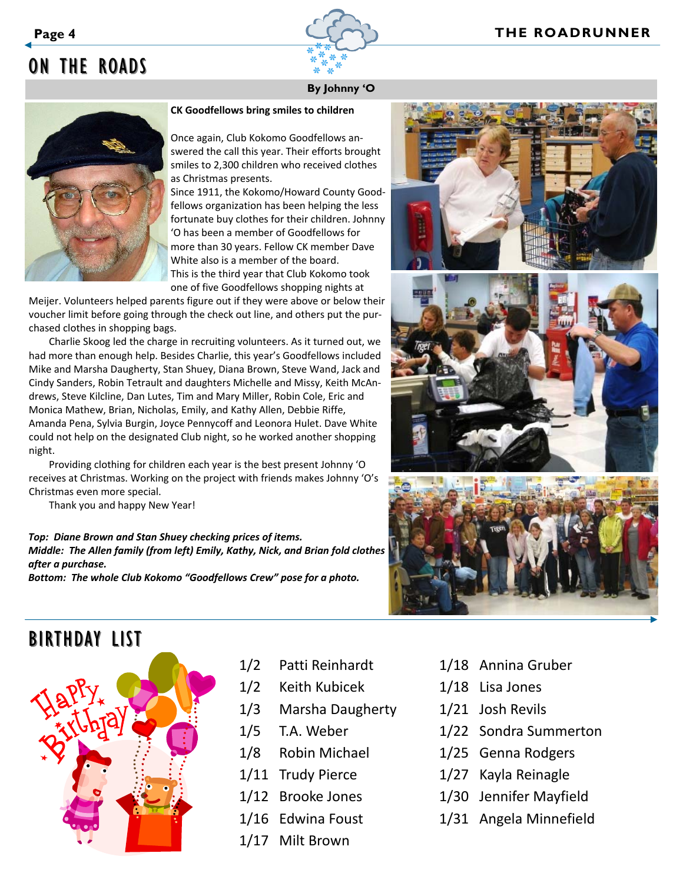## ON THE ROADS

**By Johnny 'O**

**CK Goodfellows bring smiles to children**

Once again, Club Kokomo Goodfellows answered the call this year. Their efforts brought smiles to 2,300 children who received clothes as Christmas presents.

Since 1911, the Kokomo/Howard County Goodfellows organization has been helping the less fortunate buy clothes for their children. Johnny 'O has been a member of Goodfellows for more than 30 years. Fellow CK member Dave White also is a member of the board.

This is the third year that Club Kokomo took one of five Goodfellows shopping nights at Meijer. Volunteers helped parents figure out if they were above or below their voucher limit before going through the check out line, and others put the purchased clothes in shopping bags.

Charlie Skoog led the charge in recruiting volunteers. As it turned out, we had more than enough help. Besides Charlie, this year's Goodfellows included Mike and Marsha Daugherty, Stan Shuey, Diana Brown, Steve Wand, Jack and Cindy Sanders, Robin Tetrault and daughters Michelle and Missy, Keith McAndrews, Steve Kilcline, Dan Lutes, Tim and Mary Miller, Robin Cole, Eric and Monica Mathew, Brian, Nicholas, Emily, and Kathy Allen, Debbie Riffe, Amanda Pena, Sylvia Burgin, Joyce Pennycoff and Leonora Hulet. Dave White could not help on the designated Club night, so he worked another shopping night.

Providing clothing for children each year is the best present Johnny 'O receives at Christmas. Working on the project with friends makes Johnny 'O's Christmas even more special.

Thank you and happy New Year!

***Top: Diane Brown and Stan Shuey checking prices of items.***
***Middle: The Allen family (from left) Emily, Kathy, Nick, and Brian fold clothes after a purchase.***
***Bottom: The whole Club Kokomo "Goodfellows Crew" pose for a photo.***

## BIRTHDAY LIST

- 1/2 Patti Reinhardt
- 1/2 Keith Kubicek
- 1/3 Marsha Daugherty
- 1/5 T.A. Weber
- 1/8 Robin Michael
- 1/11 Trudy Pierce
- 1/12 Brooke Jones
- 1/16 Edwina Foust
- 1/17 Milt Brown
- 1/18 Annina Gruber
- 1/18 Lisa Jones
- 1/21 Josh Revils
- 1/22 Sondra Summerton
- 1/25 Genna Rodgers
- 1/27 Kayla Reinagle
- 1/30 Jennifer Mayfield
- 1/31 Angela Minnefield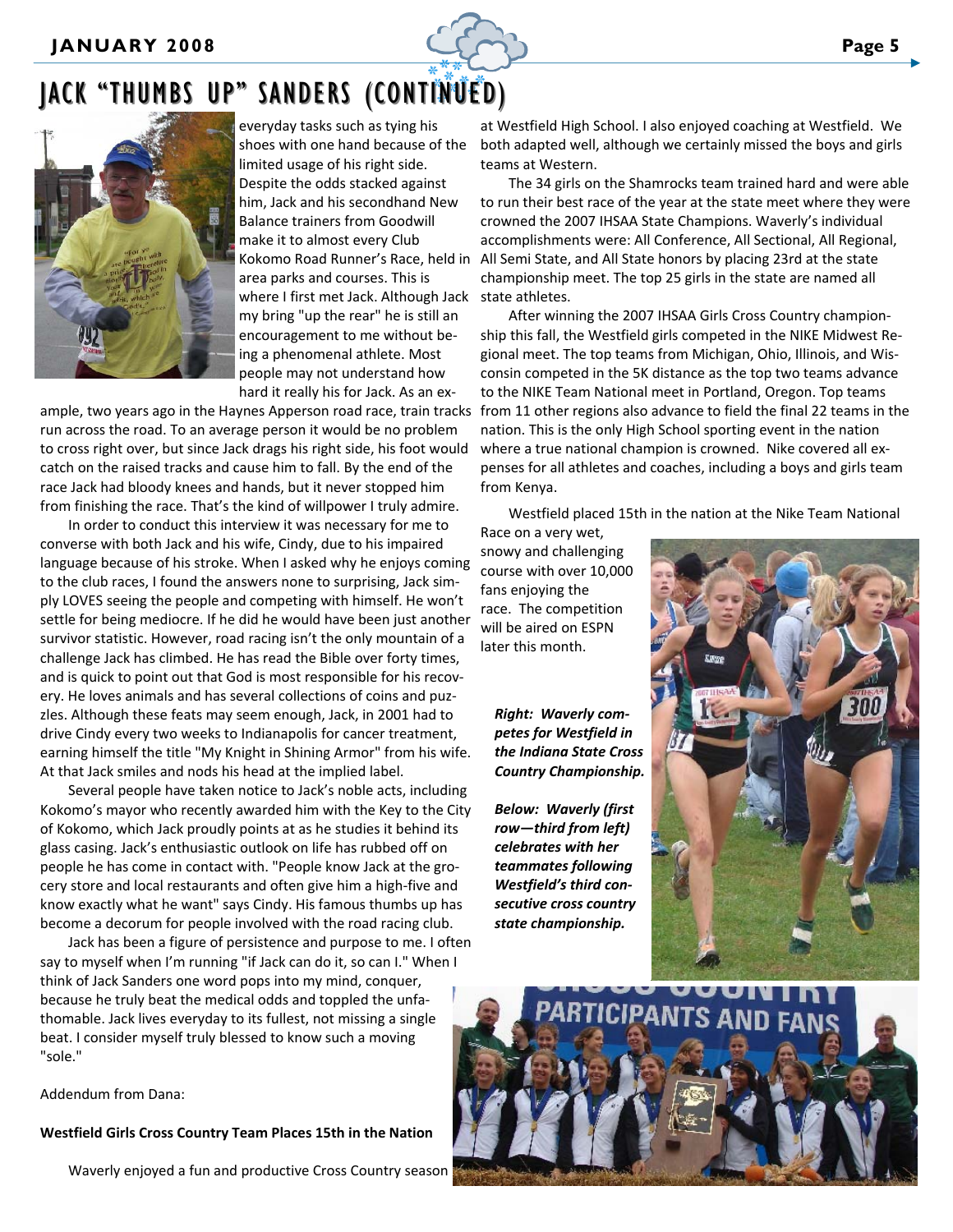# JACK "THUMBS UP" SANDERS (CONTINUED)

everyday tasks such as tying his shoes with one hand because of the limited usage of his right side. Despite the odds stacked against him, Jack and his secondhand New Balance trainers from Goodwill make it to almost every Club Kokomo Road Runner's Race, held in area parks and courses. This is where I first met Jack. Although Jack my bring "up the rear" he is still an encouragement to me without being a phenomenal athlete. Most people may not understand how hard it really his for Jack. As an example, two years ago in the Haynes Apperson road race, train tracks run across the road. To an average person it would be no problem to cross right over, but since Jack drags his right side, his foot would catch on the raised tracks and cause him to fall. By the end of the race Jack had bloody knees and hands, but it never stopped him from finishing the race. That's the kind of willpower I truly admire.

In order to conduct this interview it was necessary for me to converse with both Jack and his wife, Cindy, due to his impaired language because of his stroke. When I asked why he enjoys coming to the club races, I found the answers none to surprising, Jack simply LOVES seeing the people and competing with himself. He won't settle for being mediocre. If he did he would have been just another survivor statistic. However, road racing isn't the only mountain of a challenge Jack has climbed. He has read the Bible over forty times, and is quick to point out that God is most responsible for his recovery. He loves animals and has several collections of coins and puzzles. Although these feats may seem enough, Jack, in 2001 had to drive Cindy every two weeks to Indianapolis for cancer treatment, earning himself the title "My Knight in Shining Armor" from his wife. At that Jack smiles and nods his head at the implied label.

Several people have taken notice to Jack's noble acts, including Kokomo's mayor who recently awarded him with the Key to the City of Kokomo, which Jack proudly points at as he studies it behind its glass casing. Jack's enthusiastic outlook on life has rubbed off on people he has come in contact with. "People know Jack at the grocery store and local restaurants and often give him a high-five and know exactly what he want" says Cindy. His famous thumbs up has become a decorum for people involved with the road racing club.

Jack has been a figure of persistence and purpose to me. I often say to myself when I'm running "if Jack can do it, so can I." When I think of Jack Sanders one word pops into my mind, conquer, because he truly beat the medical odds and toppled the unfathomable. Jack lives everyday to its fullest, not missing a single beat. I consider myself truly blessed to know such a moving "sole."

Addendum from Dana:

**Westfield Girls Cross Country Team Places 15th in the Nation**

Waverly enjoyed a fun and productive Cross Country season at Westfield High School. I also enjoyed coaching at Westfield. We both adapted well, although we certainly missed the boys and girls teams at Western.

The 34 girls on the Shamrocks team trained hard and were able to run their best race of the year at the state meet where they were crowned the 2007 IHSAA State Champions. Waverly's individual accomplishments were: All Conference, All Sectional, All Regional, All Semi State, and All State honors by placing 23rd at the state championship meet. The top 25 girls in the state are named all state athletes.

After winning the 2007 IHSAA Girls Cross Country championship this fall, the Westfield girls competed in the NIKE Midwest Regional meet. The top teams from Michigan, Ohio, Illinois, and Wisconsin competed in the 5K distance as the top two teams advance to the NIKE Team National meet in Portland, Oregon. Top teams from 11 other regions also advance to field the final 22 teams in the nation. This is the only High School sporting event in the nation where a true national champion is crowned. Nike covered all expenses for all athletes and coaches, including a boys and girls team from Kenya.

Westfield placed 15th in the nation at the Nike Team National Race on a very wet, snowy and challenging course with over 10,000 fans enjoying the race. The competition will be aired on ESPN later this month.

***Right: Waverly competes for Westfield in the Indiana State Cross Country Championship.***

***Below: Waverly (first row—third from left) celebrates with her teammates following Westfield's third consecutive cross country state championship.***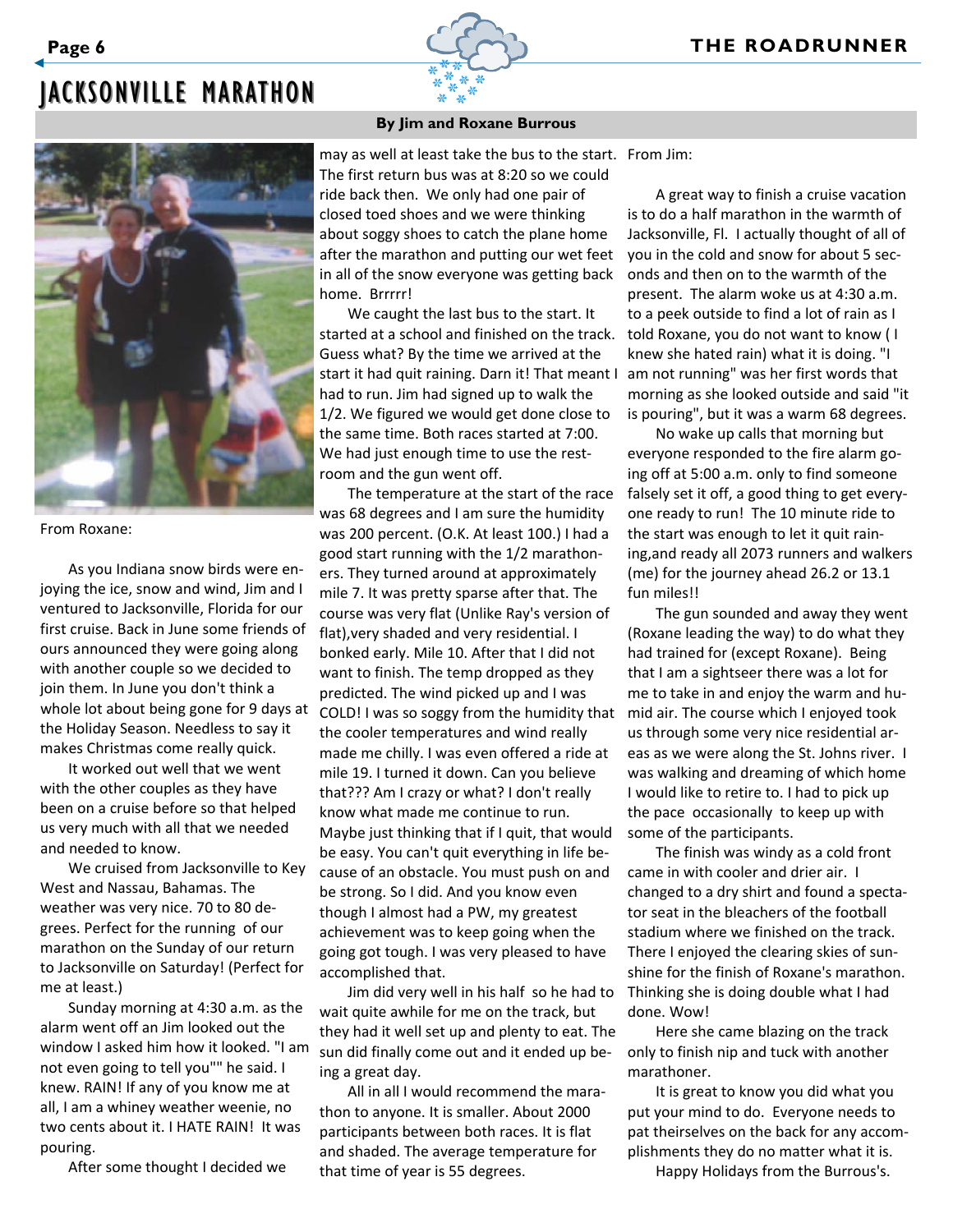# JACKSONVILLE MARATHON

**By Jim and Roxane Burrous**

From Roxane:

As you Indiana snow birds were enjoying the ice, snow and wind, Jim and I ventured to Jacksonville, Florida for our first cruise. Back in June some friends of ours announced they were going along with another couple so we decided to join them. In June you don't think a whole lot about being gone for 9 days at the Holiday Season. Needless to say it makes Christmas come really quick.

It worked out well that we went with the other couples as they have been on a cruise before so that helped us very much with all that we needed and needed to know.

We cruised from Jacksonville to Key West and Nassau, Bahamas. The weather was very nice. 70 to 80 degrees. Perfect for the running of our marathon on the Sunday of our return to Jacksonville on Saturday! (Perfect for me at least.)

Sunday morning at 4:30 a.m. as the alarm went off an Jim looked out the window I asked him how it looked. "I am not even going to tell you"" he said. I knew. RAIN! If any of you know me at all, I am a whiney weather weenie, no two cents about it. I HATE RAIN! It was pouring.

After some thought I decided we may as well at least take the bus to the start. The first return bus was at 8:20 so we could ride back then. We only had one pair of closed toed shoes and we were thinking about soggy shoes to catch the plane home after the marathon and putting our wet feet in all of the snow everyone was getting back home. Brrrrr!

We caught the last bus to the start. It started at a school and finished on the track. Guess what? By the time we arrived at the start it had quit raining. Darn it! That meant I had to run. Jim had signed up to walk the 1/2. We figured we would get done close to the same time. Both races started at 7:00. We had just enough time to use the restroom and the gun went off.

The temperature at the start of the race was 68 degrees and I am sure the humidity was 200 percent. (O.K. At least 100.) I had a good start running with the 1/2 marathoners. They turned around at approximately mile 7. It was pretty sparse after that. The course was very flat (Unlike Ray's version of flat),very shaded and very residential. I bonked early. Mile 10. After that I did not want to finish. The temp dropped as they predicted. The wind picked up and I was COLD! I was so soggy from the humidity that the cooler temperatures and wind really made me chilly. I was even offered a ride at mile 19. I turned it down. Can you believe that??? Am I crazy or what? I don't really know what made me continue to run. Maybe just thinking that if I quit, that would be easy. You can't quit everything in life because of an obstacle. You must push on and be strong. So I did. And you know even though I almost had a PW, my greatest achievement was to keep going when the going got tough. I was very pleased to have accomplished that.

Jim did very well in his half so he had to wait quite awhile for me on the track, but they had it well set up and plenty to eat. The sun did finally come out and it ended up being a great day.

All in all I would recommend the marathon to anyone. It is smaller. About 2000 participants between both races. It is flat and shaded. The average temperature for that time of year is 55 degrees.

From Jim:

A great way to finish a cruise vacation is to do a half marathon in the warmth of Jacksonville, Fl. I actually thought of all of you in the cold and snow for about 5 seconds and then on to the warmth of the present. The alarm woke us at 4:30 a.m. to a peek outside to find a lot of rain as I told Roxane, you do not want to know ( I knew she hated rain) what it is doing. "I am not running" was her first words that morning as she looked outside and said "it is pouring", but it was a warm 68 degrees.

No wake up calls that morning but everyone responded to the fire alarm going off at 5:00 a.m. only to find someone falsely set it off, a good thing to get everyone ready to run! The 10 minute ride to the start was enough to let it quit raining,and ready all 2073 runners and walkers (me) for the journey ahead 26.2 or 13.1 fun miles!!

The gun sounded and away they went (Roxane leading the way) to do what they had trained for (except Roxane). Being that I am a sightseer there was a lot for me to take in and enjoy the warm and humid air. The course which I enjoyed took us through some very nice residential areas as we were along the St. Johns river. I was walking and dreaming of which home I would like to retire to. I had to pick up the pace occasionally to keep up with some of the participants.

The finish was windy as a cold front came in with cooler and drier air. I changed to a dry shirt and found a spectator seat in the bleachers of the football stadium where we finished on the track. There I enjoyed the clearing skies of sunshine for the finish of Roxane's marathon. Thinking she is doing double what I had done. Wow!

Here she came blazing on the track only to finish nip and tuck with another marathoner.

It is great to know you did what you put your mind to do. Everyone needs to pat theirselves on the back for any accomplishments they do no matter what it is.

Happy Holidays from the Burrous's.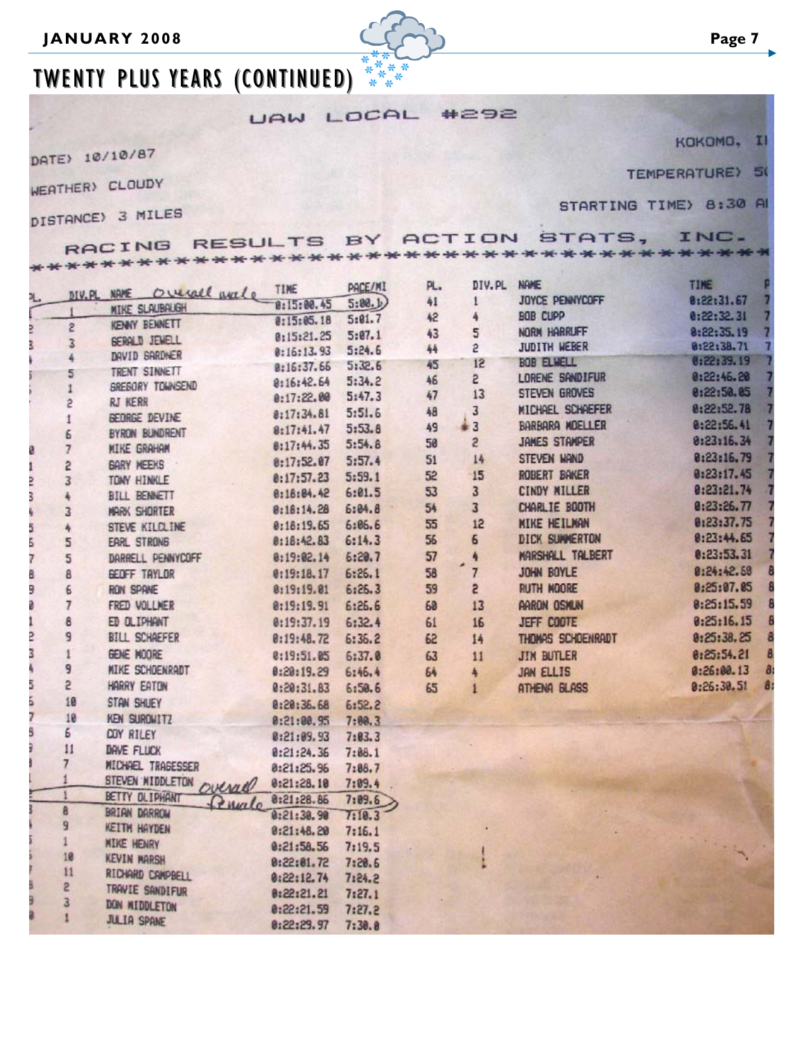# TWENTY PLUS YEARS (CONTINUED)

UAW LOCAL #292

DATE> 10/10/87

WEATHER> CLOUDY

DISTANCE> 3 MILES

KOKOMO, IN

TEMPERATURE> 5(

STARTING TIME> 8:30 AM

RACING RESULTS BY ACTION STATS, INC.

| PL. | DIV.PL | NAME | TIME | PACE/MI |
|---|---|---|---|---|
| 1 | 1 | MIKE SLAUBAUGH (Overall male) | 0:15:00.45 | 5:00.1 |
| 2 | 2 | KENNY BENNETT | 0:15:05.18 | 5:01.7 |
| 3 | 3 | GERALD JEWELL | 0:15:21.25 | 5:07.1 |
| 4 | 4 | DAVID GARDNER | 0:16:13.93 | 5:24.6 |
| 5 | 5 | TRENT SINNETT | 0:16:37.66 | 5:32.6 |
| 6 | 1 | GREGORY TOWNSEND | 0:16:42.64 | 5:34.2 |
| 7 | 2 | RJ KERR | 0:17:22.00 | 5:47.3 |
| 8 | 1 | GEORGE DEVINE | 0:17:34.81 | 5:51.6 |
| 9 | 6 | BYRON BUNDRENT | 0:17:41.47 | 5:53.8 |
| 10 | 7 | MIKE GRAHAM | 0:17:44.35 | 5:54.8 |
| 11 | 2 | GARY MEEKS | 0:17:52.07 | 5:57.4 |
| 12 | 3 | TONY HINKLE | 0:17:57.23 | 5:59.1 |
| 13 | 4 | BILL BENNETT | 0:18:04.42 | 6:01.5 |
| 14 | 3 | MARK SHORTER | 0:18:14.28 | 6:04.8 |
| 15 | 4 | STEVE KILCLINE | 0:18:19.65 | 6:06.6 |
| 16 | 5 | EARL STRONG | 0:18:42.83 | 6:14.3 |
| 17 | 5 | DARRELL PENNYCOFF | 0:19:02.14 | 6:20.7 |
| 18 | 8 | GEOFF TAYLOR | 0:19:18.17 | 6:26.1 |
| 19 | 6 | RON SPANE | 0:19:19.01 | 6:26.3 |
| 20 | 7 | FRED VOLLMER | 0:19:19.91 | 6:26.6 |
| 21 | 8 | ED OLIPHANT | 0:19:37.19 | 6:32.4 |
| 22 | 9 | BILL SCHAEFER | 0:19:48.72 | 6:36.2 |
| 23 | 1 | GENE MOORE | 0:19:51.05 | 6:37.0 |
| 24 | 9 | MIKE SCHOENRADT | 0:20:19.29 | 6:46.4 |
| 25 | 2 | HARRY EATON | 0:20:31.83 | 6:50.6 |
| 26 | 10 | STAN SHUEY | 0:20:36.68 | 6:52.2 |
| 27 | 10 | KEN SUROWITZ | 0:21:00.95 | 7:00.3 |
| 28 | 6 | COY RILEY | 0:21:09.93 | 7:03.3 |
| 29 | 11 | DAVE FLUCK | 0:21:24.36 | 7:08.1 |
| 30 | 7 | MICHAEL TRAGESSER | 0:21:25.96 | 7:08.7 |
| 31 | 1 | STEVEN MIDDLETON | 0:21:28.10 | 7:09.4 |
| 32 | 1 | BETTY OLIPHANT (Overall female) | 0:21:28.86 | 7:09.6 |
| 33 | 8 | BRIAN DARROW | 0:21:30.90 | 7:10.3 |
| 34 | 9 | KEITH HAYDEN | 0:21:48.20 | 7:16.1 |
| 35 | 1 | MIKE HENRY | 0:21:58.56 | 7:19.5 |
| 36 | 10 | KEVIN MARSH | 0:22:01.72 | 7:20.6 |
| 37 | 11 | RICHARD CAMPBELL | 0:22:12.74 | 7:24.2 |
| 38 | 2 | TRAVIE SANDIFUR | 0:22:21.21 | 7:27.1 |
| 39 | 3 | DON MIDDLETON | 0:22:21.59 | 7:27.2 |
| 40 | 1 | JULIA SPANE | 0:22:29.97 | 7:30.0 |
| 41 | 1 | JOYCE PENNYCOFF | 0:22:31.67 | 7 |
| 42 | 4 | BOB CUPP | 0:22:32.31 | 7 |
| 43 | 5 | NORM HARRUFF | 0:22:35.19 | 7 |
| 44 | 2 | JUDITH WEBER | 0:22:38.71 | 7 |
| 45 | 12 | BOB ELWELL | 0:22:39.19 | 7 |
| 46 | 2 | LORENE SANDIFUR | 0:22:46.20 | 7 |
| 47 | 13 | STEVEN GROVES | 0:22:50.05 | 7 |
| 48 | 3 | MICHAEL SCHAEFER | 0:22:52.78 | 7 |
| 49 | 3 | BARBARA MOELLER | 0:22:56.41 | 7 |
| 50 | 2 | JAMES STAMPER | 0:23:16.34 | 7 |
| 51 | 14 | STEVEN WAND | 0:23:16.79 | 7 |
| 52 | 15 | ROBERT BAKER | 0:23:17.45 | 7 |
| 53 | 3 | CINDY MILLER | 0:23:21.74 | 7 |
| 54 | 3 | CHARLIE BOOTH | 0:23:26.77 | 7 |
| 55 | 12 | MIKE HEILMAN | 0:23:37.75 | 7 |
| 56 | 6 | DICK SUMMERTON | 0:23:44.65 | 7 |
| 57 | 4 | MARSHALL TALBERT | 0:23:53.31 | 7 |
| 58 | 7 | JOHN BOYLE | 0:24:42.69 | 8 |
| 59 | 2 | RUTH MOORE | 0:25:07.05 | 8 |
| 60 | 13 | AARON OSMUN | 0:25:15.59 | 8 |
| 61 | 16 | JEFF COOTE | 0:25:16.15 | 8 |
| 62 | 14 | THOMAS SCHOENRADT | 0:25:38.25 | 8 |
| 63 | 11 | JIM BUTLER | 0:25:54.21 | 8 |
| 64 | 4 | JAN ELLIS | 0:26:00.13 | 8 |
| 65 | 1 | ATHENA GLASS | 0:26:30.51 | 8 |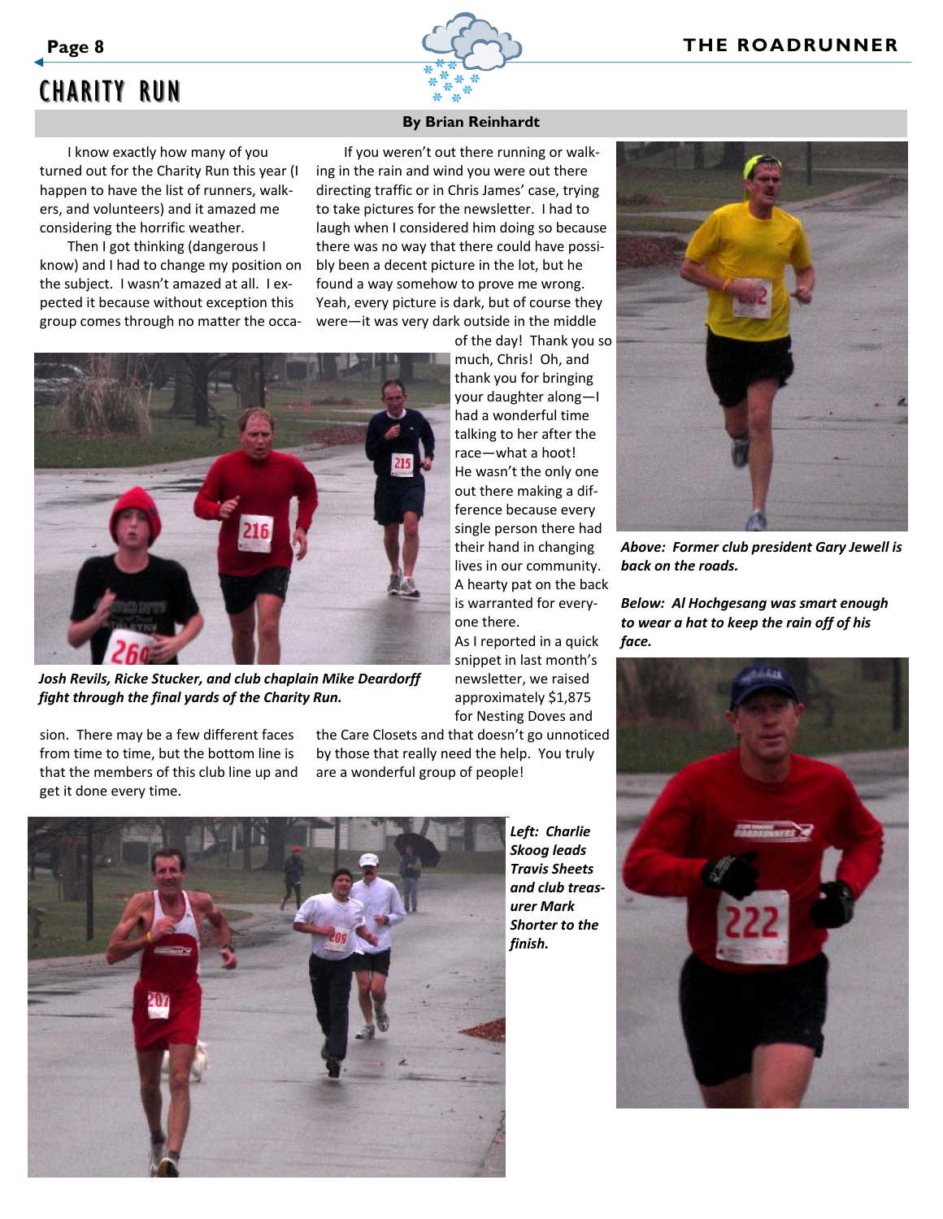# CHARITY RUN

**By Brian Reinhardt**

I know exactly how many of you turned out for the Charity Run this year (I happen to have the list of runners, walkers, and volunteers) and it amazed me considering the horrific weather.

Then I got thinking (dangerous I know) and I had to change my position on the subject. I wasn't amazed at all. I expected it because without exception this group comes through no matter the occasion. There may be a few different faces from time to time, but the bottom line is that the members of this club line up and get it done every time.

If you weren't out there running or walking in the rain and wind you were out there directing traffic or in Chris James' case, trying to take pictures for the newsletter. I had to laugh when I considered him doing so because there was no way that there could have possibly been a decent picture in the lot, but he found a way somehow to prove me wrong. Yeah, every picture is dark, but of course they were—it was very dark outside in the middle of the day! Thank you so much, Chris! Oh, and thank you for bringing your daughter along—I had a wonderful time talking to her after the race—what a hoot! He wasn't the only one out there making a difference because every single person there had their hand in changing lives in our community. A hearty pat on the back is warranted for everyone there. As I reported in a quick snippet in last month's newsletter, we raised approximately $1,875 for Nesting Doves and the Care Closets and that doesn't go unnoticed by those that really need the help. You truly are a wonderful group of people!

*Josh Revils, Ricke Stucker, and club chaplain Mike Deardorff fight through the final yards of the Charity Run.*

*Above: Former club president Gary Jewell is back on the roads.*

*Below: Al Hochgesang was smart enough to wear a hat to keep the rain off of his face.*

*Left: Charlie Skoog leads Travis Sheets and club treasurer Mark Shorter to the finish.*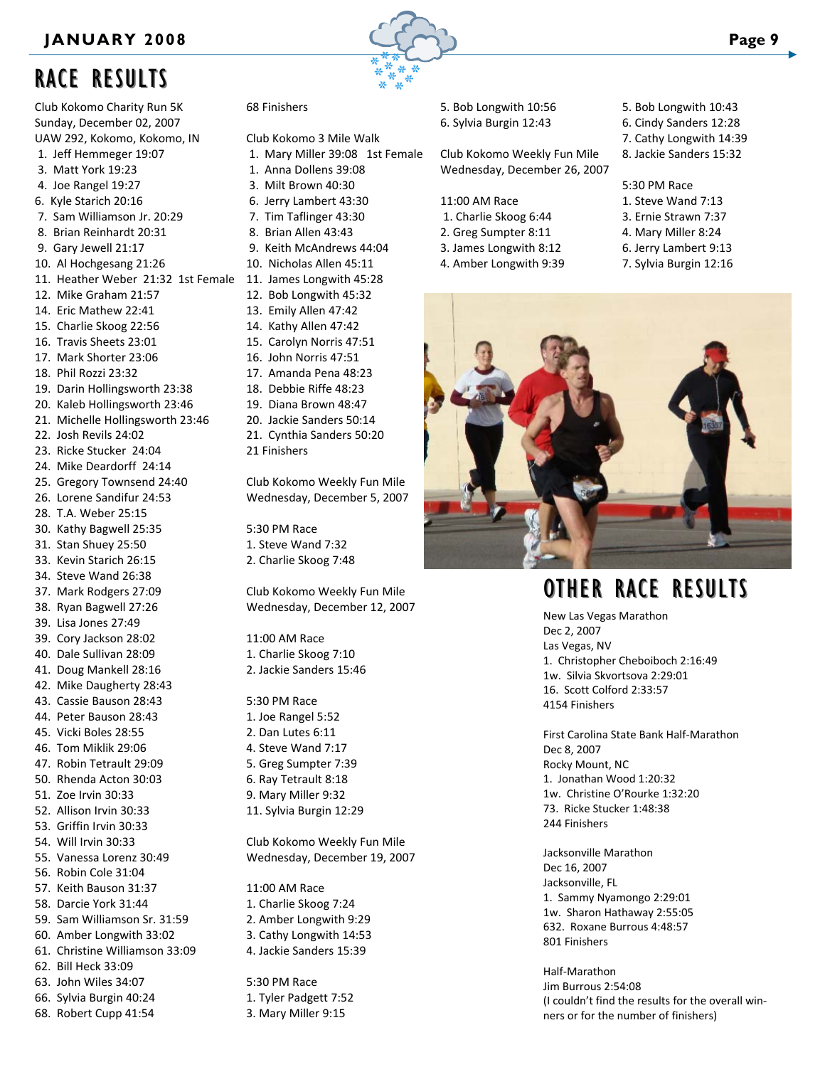# RACE RESULTS

Club Kokomo Charity Run 5K
Sunday, December 02, 2007
UAW 292, Kokomo, Kokomo, IN

1. Jeff Hemmeger 19:07
3. Matt York 19:23
4. Joe Rangel 19:27
6. Kyle Starich 20:16
7. Sam Williamson Jr. 20:29
8. Brian Reinhardt 20:31
9. Gary Jewell 21:17
10. Al Hochgesang 21:26
11. Heather Weber 21:32 1st Female
12. Mike Graham 21:57
14. Eric Mathew 22:41
15. Charlie Skoog 22:56
16. Travis Sheets 23:01
17. Mark Shorter 23:06
18. Phil Rozzi 23:32
19. Darin Hollingsworth 23:38
20. Kaleb Hollingsworth 23:46
21. Michelle Hollingsworth 23:46
22. Josh Revils 24:02
23. Ricke Stucker 24:04
24. Mike Deardorff 24:14
25. Gregory Townsend 24:40
26. Lorene Sandifur 24:53
28. T.A. Weber 25:15
30. Kathy Bagwell 25:35
31. Stan Shuey 25:50
33. Kevin Starich 26:15
34. Steve Wand 26:38
37. Mark Rodgers 27:09
38. Ryan Bagwell 27:26
39. Lisa Jones 27:49
39. Cory Jackson 28:02
40. Dale Sullivan 28:09
41. Doug Mankell 28:16
42. Mike Daugherty 28:43
43. Cassie Bauson 28:43
44. Peter Bauson 28:43
45. Vicki Boles 28:55
46. Tom Miklik 29:06
47. Robin Tetrault 29:09
50. Rhenda Acton 30:03
51. Zoe Irvin 30:33
52. Allison Irvin 30:33
53. Griffin Irvin 30:33
54. Will Irvin 30:33
55. Vanessa Lorenz 30:49
56. Robin Cole 31:04
57. Keith Bauson 31:37
58. Darcie York 31:44
59. Sam Williamson Sr. 31:59
60. Amber Longwith 33:02
61. Christine Williamson 33:09
62. Bill Heck 33:09
63. John Wiles 34:07
66. Sylvia Burgin 40:24
68. Robert Cupp 41:54

68 Finishers

Club Kokomo 3 Mile Walk

1. Mary Miller 39:08 1st Female
1. Anna Dollens 39:08
3. Milt Brown 40:30
6. Jerry Lambert 43:30
7. Tim Taflinger 43:30
8. Brian Allen 43:43
9. Keith McAndrews 44:04
10. Nicholas Allen 45:11
11. James Longwith 45:28
12. Bob Longwith 45:32
13. Emily Allen 47:42
14. Kathy Allen 47:42
15. Carolyn Norris 47:51
16. John Norris 47:51
17. Amanda Pena 48:23
18. Debbie Riffe 48:23
19. Diana Brown 48:47
20. Jackie Sanders 50:14
21. Cynthia Sanders 50:20

21 Finishers

Club Kokomo Weekly Fun Mile
Wednesday, December 5, 2007

5:30 PM Race
1. Steve Wand 7:32
2. Charlie Skoog 7:48

Club Kokomo Weekly Fun Mile
Wednesday, December 12, 2007

11:00 AM Race
1. Charlie Skoog 7:10
2. Jackie Sanders 15:46

5:30 PM Race
1. Joe Rangel 5:52
2. Dan Lutes 6:11
4. Steve Wand 7:17
5. Greg Sumpter 7:39
6. Ray Tetrault 8:18
9. Mary Miller 9:32
11. Sylvia Burgin 12:29

Club Kokomo Weekly Fun Mile
Wednesday, December 19, 2007

11:00 AM Race
1. Charlie Skoog 7:24
2. Amber Longwith 9:29
3. Cathy Longwith 14:53
4. Jackie Sanders 15:39

5:30 PM Race
1. Tyler Padgett 7:52
3. Mary Miller 9:15
5. Bob Longwith 10:56
6. Sylvia Burgin 12:43

Club Kokomo Weekly Fun Mile
Wednesday, December 26, 2007

11:00 AM Race
1. Charlie Skoog 6:44
2. Greg Sumpter 8:11
3. James Longwith 8:12
4. Amber Longwith 9:39
5. Bob Longwith 10:43
6. Cindy Sanders 12:28
7. Cathy Longwith 14:39
8. Jackie Sanders 15:32

5:30 PM Race
1. Steve Wand 7:13
3. Ernie Strawn 7:37
4. Mary Miller 8:24
6. Jerry Lambert 9:13
7. Sylvia Burgin 12:16

# OTHER RACE RESULTS

New Las Vegas Marathon
Dec 2, 2007
Las Vegas, NV
1. Christopher Cheboiboch 2:16:49
1w. Silvia Skvortsova 2:29:01
16. Scott Colford 2:33:57
4154 Finishers

First Carolina State Bank Half-Marathon
Dec 8, 2007
Rocky Mount, NC
1. Jonathan Wood 1:20:32
1w. Christine O'Rourke 1:32:20
73. Ricke Stucker 1:48:38
244 Finishers

Jacksonville Marathon
Dec 16, 2007
Jacksonville, FL
1. Sammy Nyamongo 2:29:01
1w. Sharon Hathaway 2:55:05
632. Roxane Burrous 4:48:57
801 Finishers

Half-Marathon
Jim Burrous 2:54:08
(I couldn't find the results for the overall winners or for the number of finishers)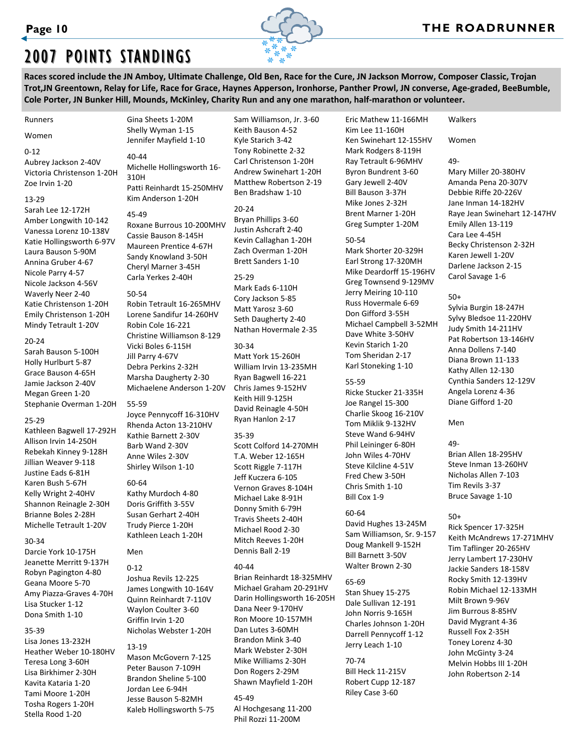# 2007 POINTS STANDINGS

**Races scored include the JN Amboy, Ultimate Challenge, Old Ben, Race for the Cure, JN Jackson Morrow, Composer Classic, Trojan Trot,JN Greentown, Relay for Life, Race for Grace, Haynes Apperson, Ironhorse, Panther Prowl, JN converse, Age-graded, BeeBumble, Cole Porter, JN Bunker Hill, Mounds, McKinley, Charity Run and any one marathon, half-marathon or volunteer.**

Runners

Women

0-12
Aubrey Jackson 2-40V
Victoria Christenson 1-20H
Zoe Irvin 1-20

13-29
Sarah Lee 12-172H
Amber Longwith 10-142
Vanessa Lorenz 10-138V
Katie Hollingsworth 6-97V
Laura Bauson 5-90M
Annina Gruber 4-67
Nicole Parry 4-57
Nicole Jackson 4-56V
Waverly Neer 2-40
Katie Christenson 1-20H
Emily Christenson 1-20H
Mindy Tetrault 1-20V

20-24
Sarah Bauson 5-100H
Holly Hurlburt 5-87
Grace Bauson 4-65H
Jamie Jackson 2-40V
Megan Green 1-20
Stephanie Overman 1-20H

25-29
Kathleen Bagwell 17-292H
Allison Irvin 14-250H
Rebekah Kinney 9-128H
Jillian Weaver 9-118
Justine Eads 6-81H
Karen Bush 5-67H
Kelly Wright 2-40HV
Shannon Reinagle 2-30H
Brianne Boles 2-28H
Michelle Tetrault 1-20V

30-34
Darcie York 10-175H
Jeanette Merritt 9-137H
Robyn Pagington 4-80
Geana Moore 5-70
Amy Piazza-Graves 4-70H
Lisa Stucker 1-12
Dona Smith 1-10

35-39
Lisa Jones 13-232H
Heather Weber 10-180HV
Teresa Long 3-60H
Lisa Birkhimer 2-30H
Kavita Kataria 1-20
Tami Moore 1-20H
Tosha Rogers 1-20H
Stella Rood 1-20
Gina Sheets 1-20M
Shelly Wyman 1-15
Jennifer Mayfield 1-10

40-44
Michelle Hollingsworth 16-310H
Patti Reinhardt 15-250MHV
Kim Anderson 1-20H

45-49
Roxane Burrous 10-200MHV
Cassie Bauson 8-145H
Maureen Prentice 4-67H
Sandy Knowland 3-50H
Cheryl Marner 3-45H
Carla Yerkes 2-40H

50-54
Robin Tetrault 16-265MHV
Lorene Sandifur 14-260HV
Robin Cole 16-221
Christine Williamson 8-129
Vicki Boles 6-115H
Jill Parry 4-67V
Debra Perkins 2-32H
Marsha Daugherty 2-30
Michaelene Anderson 1-20V

55-59
Joyce Pennycoff 16-310HV
Rhenda Acton 13-210HV
Kathie Barnett 2-30V
Barb Wand 2-30V
Anne Wiles 2-30V
Shirley Wilson 1-10

60-64
Kathy Murdoch 4-80
Doris Griffith 3-55V
Susan Gerhart 2-40H
Trudy Pierce 1-20H
Kathleen Leach 1-20H

Men

0-12
Joshua Revils 12-225
James Longwith 10-164V
Quinn Reinhardt 7-110V
Waylon Coulter 3-60
Griffin Irvin 1-20
Nicholas Webster 1-20H

13-19
Mason McGovern 7-125
Peter Bauson 7-109H
Brandon Sheline 5-100
Jordan Lee 6-94H
Jesse Bauson 5-82MH
Kaleb Hollingsworth 5-75
Sam Williamson, Jr. 3-60
Keith Bauson 4-52
Kyle Starich 3-42
Tony Robinette 2-32
Carl Christenson 1-20H
Andrew Swinehart 1-20H
Matthew Robertson 2-19
Ben Bradshaw 1-10

20-24
Bryan Phillips 3-60
Justin Ashcraft 2-40
Kevin Callaghan 1-20H
Zach Overman 1-20H
Brett Sanders 1-10

25-29
Mark Eads 6-110H
Cory Jackson 5-85
Matt Yarosz 3-60
Seth Daugherty 2-40
Nathan Hovermale 2-35

30-34
Matt York 15-260H
William Irvin 13-235MH
Ryan Bagwell 16-221
Chris James 9-152HV
Keith Hill 9-125H
David Reinagle 4-50H
Ryan Hanlon 2-17

35-39
Scott Colford 14-270MH
T.A. Weber 12-165H
Scott Riggle 7-117H
Jeff Kuczera 6-105
Vernon Graves 8-104H
Michael Lake 8-91H
Donny Smith 6-79H
Travis Sheets 2-40H
Michael Rood 2-30
Mitch Reeves 1-20H
Dennis Ball 2-19

40-44
Brian Reinhardt 18-325MHV
Michael Graham 20-291HV
Darin Hollingsworth 16-205H
Dana Neer 9-170HV
Ron Moore 10-157MH
Dan Lutes 3-60MH
Brandon Mink 3-40
Mark Webster 2-30H
Mike Williams 2-30H
Don Rogers 2-29M
Shawn Mayfield 1-20H

45-49
Al Hochgesang 11-200
Phil Rozzi 11-200M
Eric Mathew 11-166MH
Kim Lee 11-160H
Ken Swinehart 12-155HV
Mark Rodgers 8-119H
Ray Tetrault 6-96MHV
Byron Bundrent 3-60
Gary Jewell 2-40V
Bill Bauson 3-37H
Mike Jones 2-32H
Brent Marner 1-20H
Greg Sumpter 1-20M

50-54
Mark Shorter 20-329H
Earl Strong 17-320MH
Mike Deardorff 15-196HV
Greg Townsend 9-129MV
Jerry Meiring 10-110
Russ Hovermale 6-69
Don Gifford 3-55H
Michael Campbell 3-52MH
Dave White 3-50HV
Kevin Starich 1-20
Tom Sheridan 2-17
Karl Stoneking 1-10

55-59
Ricke Stucker 21-335H
Joe Rangel 15-300
Charlie Skoog 16-210V
Tom Miklik 9-132HV
Steve Wand 6-94HV
Phil Leininger 6-80H
John Wiles 4-70HV
Steve Kilcline 4-51V
Fred Chew 3-50H
Chris Smith 1-10
Bill Cox 1-9

60-64
David Hughes 13-245M
Sam Williamson, Sr. 9-157
Doug Mankell 9-152H
Bill Barnett 3-50V
Walter Brown 2-30

65-69
Stan Shuey 15-275
Dale Sullivan 12-191
John Norris 9-165H
Charles Johnson 1-20H
Darrell Pennycoff 1-12
Jerry Leach 1-10

70-74
Bill Heck 11-215V
Robert Cupp 12-187
Riley Case 3-60

Walkers

Women

49-
Mary Miller 20-380HV
Amanda Pena 20-307V
Debbie Riffe 20-226V
Jane Inman 14-182HV
Raye Jean Swinehart 12-147HV
Emily Allen 13-119
Cara Lee 4-45H
Becky Christenson 2-32H
Karen Jewell 1-20V
Darlene Jackson 2-15
Carol Savage 1-6

50+
Sylvia Burgin 18-247H
Sylvy Bledsoe 11-220HV
Judy Smith 14-211HV
Pat Robertson 13-146HV
Anna Dollens 7-140
Diana Brown 11-133
Kathy Allen 12-130
Cynthia Sanders 12-129V
Angela Lorenz 4-36
Diane Gifford 1-20

Men

49-
Brian Allen 18-295HV
Steve Inman 13-260HV
Nicholas Allen 7-103
Tim Revils 3-37
Bruce Savage 1-10

50+
Rick Spencer 17-325H
Keith McAndrews 17-271MHV
Tim Taflinger 20-265HV
Jerry Lambert 17-230HV
Jackie Sanders 18-158V
Rocky Smith 12-139HV
Robin Michael 12-133MH
Milt Brown 9-96V
Jim Burrous 8-85HV
David Mygrant 4-36
Russell Fox 2-35H
Toney Lorenz 4-30
John McGinty 3-24
Melvin Hobbs III 1-20H
John Robertson 2-14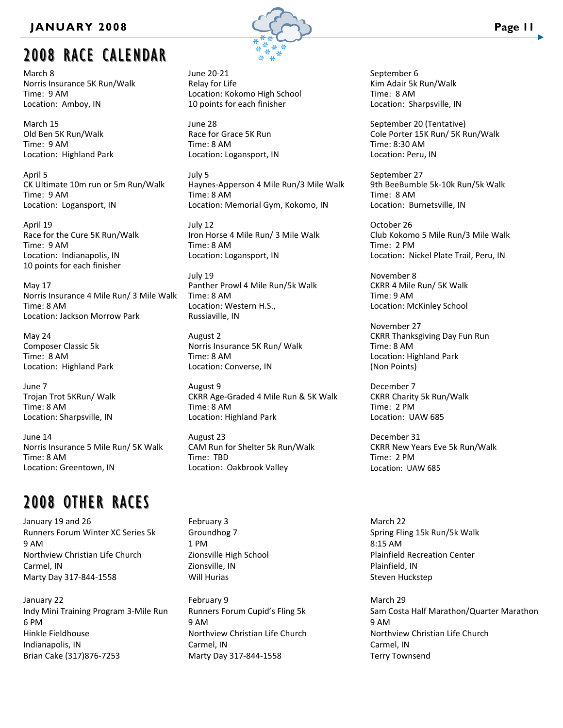## 2008 RACE CALENDAR

March 8
Norris Insurance 5K Run/Walk
Time: 9 AM
Location: Amboy, IN

March 15
Old Ben 5K Run/Walk
Time: 9 AM
Location: Highland Park

April 5
CK Ultimate 10m run or 5m Run/Walk
Time: 9 AM
Location: Logansport, IN

April 19
Race for the Cure 5K Run/Walk
Time: 9 AM
Location: Indianapolis, IN
10 points for each finisher

May 17
Norris Insurance 4 Mile Run/ 3 Mile Walk
Time: 8 AM
Location: Jackson Morrow Park

May 24
Composer Classic 5k
Time: 8 AM
Location: Highland Park

June 7
Trojan Trot 5KRun/ Walk
Time: 8 AM
Location: Sharpsville, IN

June 14
Norris Insurance 5 Mile Run/ 5K Walk
Time: 8 AM
Location: Greentown, IN

June 20-21
Relay for Life
Location: Kokomo High School
10 points for each finisher

June 28
Race for Grace 5K Run
Time: 8 AM
Location: Logansport, IN

July 5
Haynes-Apperson 4 Mile Run/3 Mile Walk
Time: 8 AM
Location: Memorial Gym, Kokomo, IN

July 12
Iron Horse 4 Mile Run/ 3 Mile Walk
Time: 8 AM
Location: Logansport, IN

July 19
Panther Prowl 4 Mile Run/5k Walk
Time: 8 AM
Location: Western H.S.,
Russiaville, IN

August 2
Norris Insurance 5K Run/ Walk
Time: 8 AM
Location: Converse, IN

August 9
CKRR Age-Graded 4 Mile Run & 5K Walk
Time: 8 AM
Location: Highland Park

August 23
CAM Run for Shelter 5k Run/Walk
Time: TBD
Location: Oakbrook Valley

September 6
Kim Adair 5k Run/Walk
Time: 8 AM
Location: Sharpsville, IN

September 20 (Tentative)
Cole Porter 15K Run/ 5K Run/Walk
Time: 8:30 AM
Location: Peru, IN

September 27
9th BeeBumble 5k-10k Run/5k Walk
Time: 8 AM
Location: Burnetsville, IN

October 26
Club Kokomo 5 Mile Run/3 Mile Walk
Time: 2 PM
Location: Nickel Plate Trail, Peru, IN

November 8
CKRR 4 Mile Run/ 5K Walk
Time: 9 AM
Location: McKinley School

November 27
CKRR Thanksgiving Day Fun Run
Time: 8 AM
Location: Highland Park
(Non Points)

December 7
CKRR Charity 5k Run/Walk
Time: 2 PM
Location: UAW 685

December 31
CKRR New Years Eve 5k Run/Walk
Time: 2 PM
Location: UAW 685

## 2008 OTHER RACES

January 19 and 26
Runners Forum Winter XC Series 5k
9 AM
Northview Christian Life Church
Carmel, IN
Marty Day 317-844-1558

January 22
Indy Mini Training Program 3-Mile Run
6 PM
Hinkle Fieldhouse
Indianapolis, IN
Brian Cake (317)876-7253

February 3
Groundhog 7
1 PM
Zionsville High School
Zionsville, IN
Will Hurias

February 9
Runners Forum Cupid's Fling 5k
9 AM
Northview Christian Life Church
Carmel, IN
Marty Day 317-844-1558

March 22
Spring Fling 15k Run/5k Walk
8:15 AM
Plainfield Recreation Center
Plainfield, IN
Steven Huckstep

March 29
Sam Costa Half Marathon/Quarter Marathon
9 AM
Northview Christian Life Church
Carmel, IN
Terry Townsend